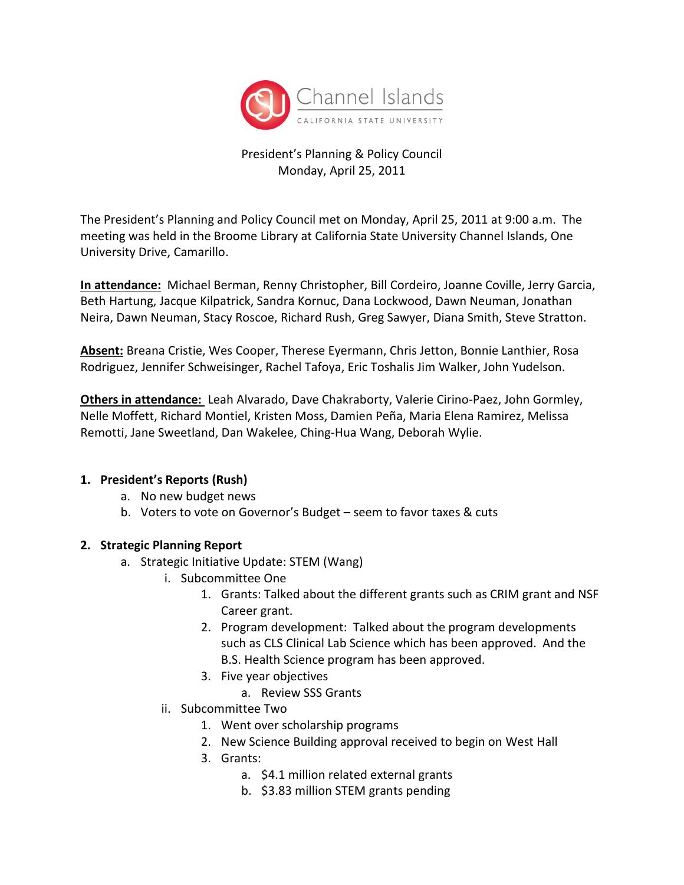Channel Islands
CALIFORNIA STATE UNIVERSITY

President's Planning & Policy Council
Monday, April 25, 2011

The President's Planning and Policy Council met on Monday, April 25, 2011 at 9:00 a.m. The meeting was held in the Broome Library at California State University Channel Islands, One University Drive, Camarillo.

**In attendance:** Michael Berman, Renny Christopher, Bill Cordeiro, Joanne Coville, Jerry Garcia, Beth Hartung, Jacque Kilpatrick, Sandra Kornuc, Dana Lockwood, Dawn Neuman, Jonathan Neira, Dawn Neuman, Stacy Roscoe, Richard Rush, Greg Sawyer, Diana Smith, Steve Stratton.

**Absent:** Breana Cristie, Wes Cooper, Therese Eyermann, Chris Jetton, Bonnie Lanthier, Rosa Rodriguez, Jennifer Schweisinger, Rachel Tafoya, Eric Toshalis Jim Walker, John Yudelson.

**Others in attendance:** Leah Alvarado, Dave Chakraborty, Valerie Cirino-Paez, John Gormley, Nelle Moffett, Richard Montiel, Kristen Moss, Damien Peña, Maria Elena Ramirez, Melissa Remotti, Jane Sweetland, Dan Wakelee, Ching-Hua Wang, Deborah Wylie.

1. **President's Reports (Rush)**
   a. No new budget news
   b. Voters to vote on Governor's Budget – seem to favor taxes & cuts

2. **Strategic Planning Report**
   a. Strategic Initiative Update: STEM (Wang)
      i. Subcommittee One
         1. Grants: Talked about the different grants such as CRIM grant and NSF Career grant.
         2. Program development: Talked about the program developments such as CLS Clinical Lab Science which has been approved. And the B.S. Health Science program has been approved.
         3. Five year objectives
            a. Review SSS Grants
      ii. Subcommittee Two
         1. Went over scholarship programs
         2. New Science Building approval received to begin on West Hall
         3. Grants:
            a. $4.1 million related external grants
            b. $3.83 million STEM grants pending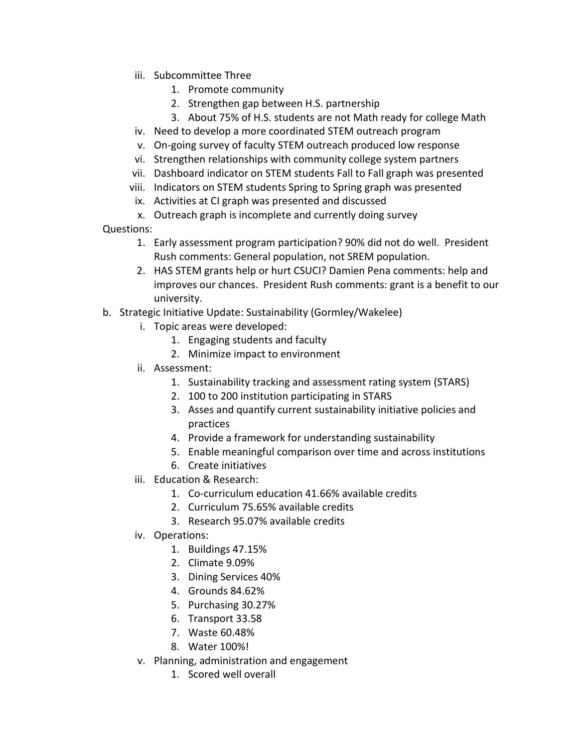iii. Subcommittee Three
    1. Promote community
    2. Strengthen gap between H.S. partnership
    3. About 75% of H.S. students are not Math ready for college Math

iv. Need to develop a more coordinated STEM outreach program

v. On-going survey of faculty STEM outreach produced low response

vi. Strengthen relationships with community college system partners

vii. Dashboard indicator on STEM students Fall to Fall graph was presented

viii. Indicators on STEM students Spring to Spring graph was presented

ix. Activities at CI graph was presented and discussed

x. Outreach graph is incomplete and currently doing survey

Questions:

1. Early assessment program participation? 90% did not do well. President Rush comments: General population, not SREM population.
2. HAS STEM grants help or hurt CSUCI? Damien Pena comments: help and improves our chances. President Rush comments: grant is a benefit to our university.

b. Strategic Initiative Update: Sustainability (Gormley/Wakelee)

i. Topic areas were developed:
    1. Engaging students and faculty
    2. Minimize impact to environment

ii. Assessment:
    1. Sustainability tracking and assessment rating system (STARS)
    2. 100 to 200 institution participating in STARS
    3. Asses and quantify current sustainability initiative policies and practices
    4. Provide a framework for understanding sustainability
    5. Enable meaningful comparison over time and across institutions
    6. Create initiatives

iii. Education & Research:
    1. Co-curriculum education 41.66% available credits
    2. Curriculum 75.65% available credits
    3. Research 95.07% available credits

iv. Operations:
    1. Buildings 47.15%
    2. Climate 9.09%
    3. Dining Services 40%
    4. Grounds 84.62%
    5. Purchasing 30.27%
    6. Transport 33.58
    7. Waste 60.48%
    8. Water 100%!

v. Planning, administration and engagement
    1. Scored well overall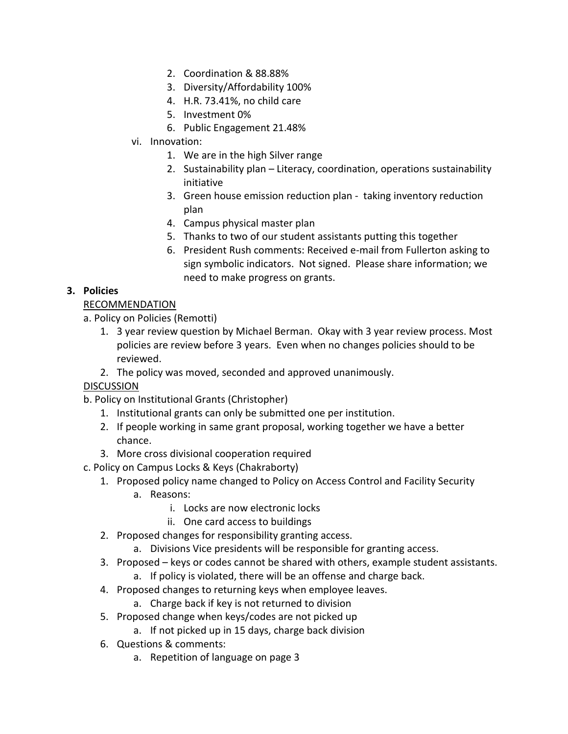2. Coordination & 88.88%
3. Diversity/Affordability 100%
4. H.R. 73.41%, no child care
5. Investment 0%
6. Public Engagement 21.48%

vi. Innovation:
1. We are in the high Silver range
2. Sustainability plan – Literacy, coordination, operations sustainability initiative
3. Green house emission reduction plan - taking inventory reduction plan
4. Campus physical master plan
5. Thanks to two of our student assistants putting this together
6. President Rush comments: Received e-mail from Fullerton asking to sign symbolic indicators. Not signed. Please share information; we need to make progress on grants.

**3. Policies**

<u>RECOMMENDATION</u>

a. Policy on Policies (Remotti)
1. 3 year review question by Michael Berman. Okay with 3 year review process. Most policies are review before 3 years. Even when no changes policies should to be reviewed.
2. The policy was moved, seconded and approved unanimously.

<u>DISCUSSION</u>

b. Policy on Institutional Grants (Christopher)
1. Institutional grants can only be submitted one per institution.
2. If people working in same grant proposal, working together we have a better chance.
3. More cross divisional cooperation required

c. Policy on Campus Locks & Keys (Chakraborty)
1. Proposed policy name changed to Policy on Access Control and Facility Security
   a. Reasons:
      i. Locks are now electronic locks
      ii. One card access to buildings
2. Proposed changes for responsibility granting access.
   a. Divisions Vice presidents will be responsible for granting access.
3. Proposed – keys or codes cannot be shared with others, example student assistants.
   a. If policy is violated, there will be an offense and charge back.
4. Proposed changes to returning keys when employee leaves.
   a. Charge back if key is not returned to division
5. Proposed change when keys/codes are not picked up
   a. If not picked up in 15 days, charge back division
6. Questions & comments:
   a. Repetition of language on page 3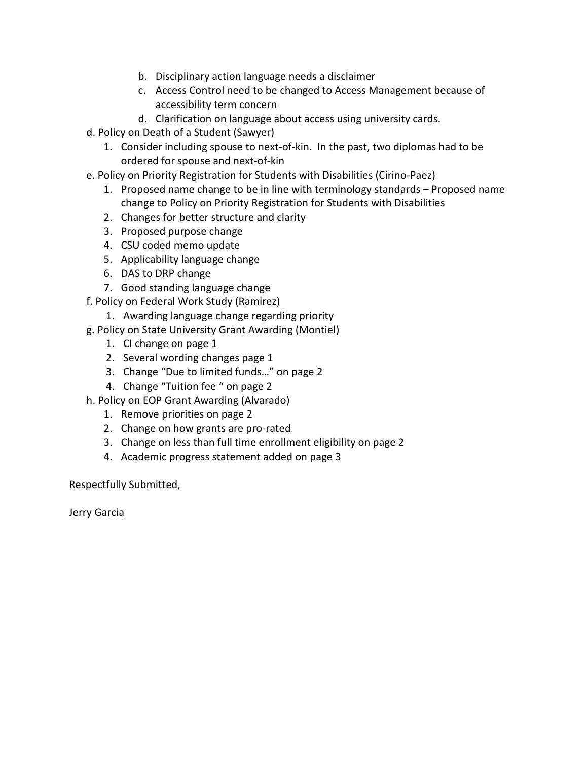b. Disciplinary action language needs a disclaimer
   c. Access Control need to be changed to Access Management because of accessibility term concern
   d. Clarification on language about access using university cards.

d. Policy on Death of a Student (Sawyer)
   1. Consider including spouse to next-of-kin. In the past, two diplomas had to be ordered for spouse and next-of-kin

e. Policy on Priority Registration for Students with Disabilities (Cirino-Paez)
   1. Proposed name change to be in line with terminology standards – Proposed name change to Policy on Priority Registration for Students with Disabilities
   2. Changes for better structure and clarity
   3. Proposed purpose change
   4. CSU coded memo update
   5. Applicability language change
   6. DAS to DRP change
   7. Good standing language change

f. Policy on Federal Work Study (Ramirez)
   1. Awarding language change regarding priority

g. Policy on State University Grant Awarding (Montiel)
   1. CI change on page 1
   2. Several wording changes page 1
   3. Change "Due to limited funds…" on page 2
   4. Change "Tuition fee " on page 2

h. Policy on EOP Grant Awarding (Alvarado)
   1. Remove priorities on page 2
   2. Change on how grants are pro-rated
   3. Change on less than full time enrollment eligibility on page 2
   4. Academic progress statement added on page 3

Respectfully Submitted,

Jerry Garcia